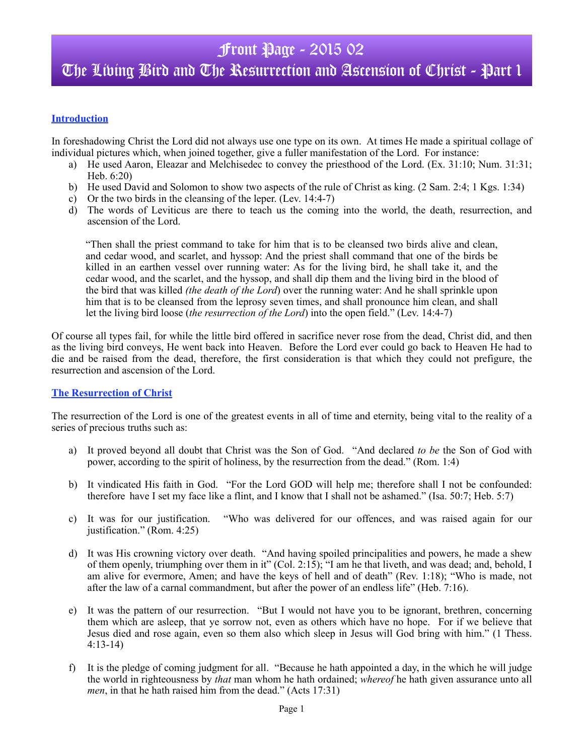# Front Page - 2015 02

# The Living Bird and The Resurrection and Ascension of Christ - Part 1

## Introduction

In foreshadowing Christ the Lord did not always use one type on its own. At times He made a spiritual collage of individual pictures which, when joined together, give a fuller manifestation of the Lord. For instance:

a) He used Aaron, Eleazar and Melchisedec to convey the priesthood of the Lord. (Ex. 31:10; Num. 31:31; Heb. 6:20)
b) He used David and Solomon to show two aspects of the rule of Christ as king. (2 Sam. 2:4; 1 Kgs. 1:34)
c) Or the two birds in the cleansing of the leper. (Lev. 14:4-7)
d) The words of Leviticus are there to teach us the coming into the world, the death, resurrection, and ascension of the Lord.

> "Then shall the priest command to take for him that is to be cleansed two birds alive and clean, and cedar wood, and scarlet, and hyssop: And the priest shall command that one of the birds be killed in an earthen vessel over running water: As for the living bird, he shall take it, and the cedar wood, and the scarlet, and the hyssop, and shall dip them and the living bird in the blood of the bird that was killed *(the death of the Lord)* over the running water: And he shall sprinkle upon him that is to be cleansed from the leprosy seven times, and shall pronounce him clean, and shall let the living bird loose (*the resurrection of the Lord*) into the open field." (Lev. 14:4-7)

Of course all types fail, for while the little bird offered in sacrifice never rose from the dead, Christ did, and then as the living bird conveys, He went back into Heaven. Before the Lord ever could go back to Heaven He had to die and be raised from the dead, therefore, the first consideration is that which they could not prefigure, the resurrection and ascension of the Lord.

## The Resurrection of Christ

The resurrection of the Lord is one of the greatest events in all of time and eternity, being vital to the reality of a series of precious truths such as:

a) It proved beyond all doubt that Christ was the Son of God. "And declared *to be* the Son of God with power, according to the spirit of holiness, by the resurrection from the dead." (Rom. 1:4)

b) It vindicated His faith in God. "For the Lord GOD will help me; therefore shall I not be confounded: therefore have I set my face like a flint, and I know that I shall not be ashamed." (Isa. 50:7; Heb. 5:7)

c) It was for our justification. "Who was delivered for our offences, and was raised again for our justification." (Rom. 4:25)

d) It was His crowning victory over death. "And having spoiled principalities and powers, he made a shew of them openly, triumphing over them in it" (Col. 2:15); "I am he that liveth, and was dead; and, behold, I am alive for evermore, Amen; and have the keys of hell and of death" (Rev. 1:18); "Who is made, not after the law of a carnal commandment, but after the power of an endless life" (Heb. 7:16).

e) It was the pattern of our resurrection. "But I would not have you to be ignorant, brethren, concerning them which are asleep, that ye sorrow not, even as others which have no hope. For if we believe that Jesus died and rose again, even so them also which sleep in Jesus will God bring with him." (1 Thess. 4:13-14)

f) It is the pledge of coming judgment for all. "Because he hath appointed a day, in the which he will judge the world in righteousness by *that* man whom he hath ordained; *whereof* he hath given assurance unto all *men*, in that he hath raised him from the dead." (Acts 17:31)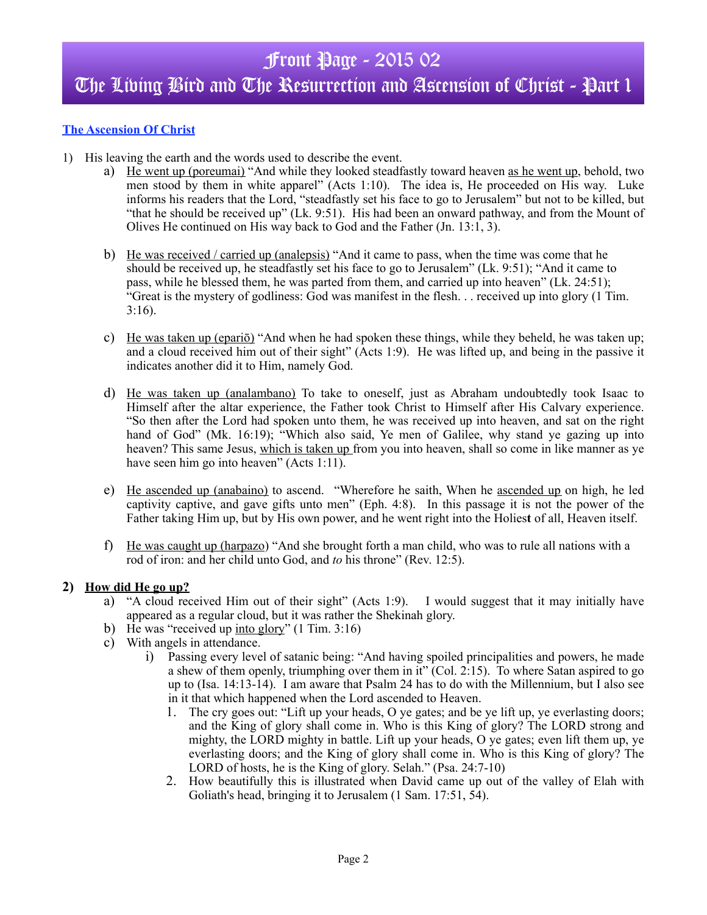# Front Page - 2015 02

# The Living Bird and The Resurrection and Ascension of Christ - Part 1

**The Ascension Of Christ**

1) His leaving the earth and the words used to describe the event.
   a) He went up (poreumai) "And while they looked steadfastly toward heaven as he went up, behold, two men stood by them in white apparel" (Acts 1:10). The idea is, He proceeded on His way. Luke informs his readers that the Lord, "steadfastly set his face to go to Jerusalem" but not to be killed, but "that he should be received up" (Lk. 9:51). His had been an onward pathway, and from the Mount of Olives He continued on His way back to God and the Father (Jn. 13:1, 3).

   b) He was received / carried up (analepsis) "And it came to pass, when the time was come that he should be received up, he steadfastly set his face to go to Jerusalem" (Lk. 9:51); "And it came to pass, while he blessed them, he was parted from them, and carried up into heaven" (Lk. 24:51); "Great is the mystery of godliness: God was manifest in the flesh. . . received up into glory (1 Tim. 3:16).

   c) He was taken up (epariō) "And when he had spoken these things, while they beheld, he was taken up; and a cloud received him out of their sight" (Acts 1:9). He was lifted up, and being in the passive it indicates another did it to Him, namely God.

   d) He was taken up (analambano) To take to oneself, just as Abraham undoubtedly took Isaac to Himself after the altar experience, the Father took Christ to Himself after His Calvary experience. "So then after the Lord had spoken unto them, he was received up into heaven, and sat on the right hand of God" (Mk. 16:19); "Which also said, Ye men of Galilee, why stand ye gazing up into heaven? This same Jesus, which is taken up from you into heaven, shall so come in like manner as ye have seen him go into heaven" (Acts 1:11).

   e) He ascended up (anabaino) to ascend. "Wherefore he saith, When he ascended up on high, he led captivity captive, and gave gifts unto men" (Eph. 4:8). In this passage it is not the power of the Father taking Him up, but by His own power, and he went right into the Holiest of all, Heaven itself.

   f) He was caught up (harpazo) "And she brought forth a man child, who was to rule all nations with a rod of iron: and her child unto God, and *to* his throne" (Rev. 12:5).

2) **How did He go up?**
   a) "A cloud received Him out of their sight" (Acts 1:9). I would suggest that it may initially have appeared as a regular cloud, but it was rather the Shekinah glory.
   b) He was "received up into glory" (1 Tim. 3:16)
   c) With angels in attendance.
      i) Passing every level of satanic being: "And having spoiled principalities and powers, he made a shew of them openly, triumphing over them in it" (Col. 2:15). To where Satan aspired to go up to (Isa. 14:13-14). I am aware that Psalm 24 has to do with the Millennium, but I also see in it that which happened when the Lord ascended to Heaven.
         1. The cry goes out: "Lift up your heads, O ye gates; and be ye lift up, ye everlasting doors; and the King of glory shall come in. Who is this King of glory? The LORD strong and mighty, the LORD mighty in battle. Lift up your heads, O ye gates; even lift them up, ye everlasting doors; and the King of glory shall come in. Who is this King of glory? The LORD of hosts, he is the King of glory. Selah." (Psa. 24:7-10)
         2. How beautifully this is illustrated when David came up out of the valley of Elah with Goliath's head, bringing it to Jerusalem (1 Sam. 17:51, 54).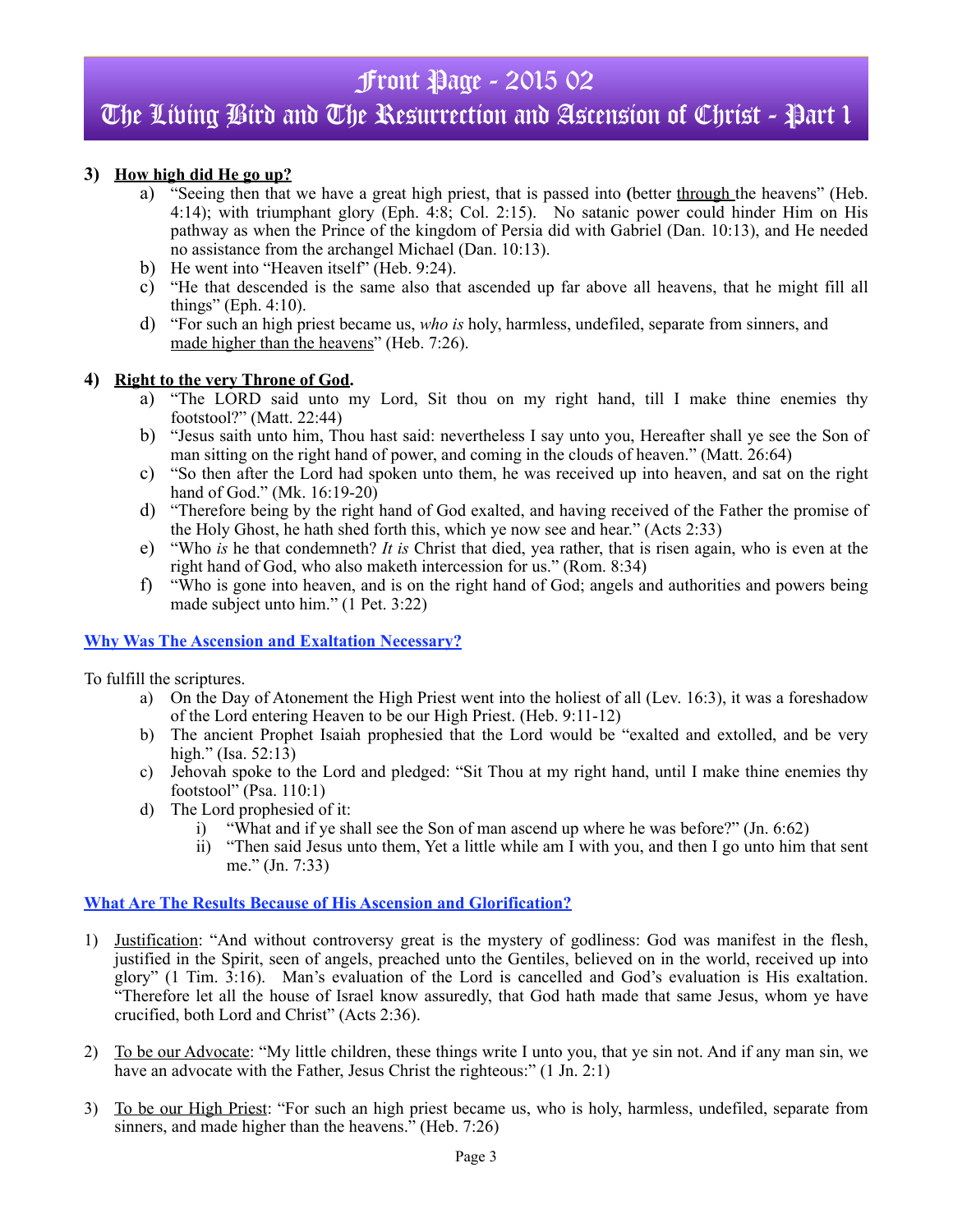3) **<u>How high did He go up?</u>**
   a) "Seeing then that we have a great high priest, that is passed into **(**better <u>through</u> the heavens" (Heb. 4:14); with triumphant glory (Eph. 4:8; Col. 2:15). No satanic power could hinder Him on His pathway as when the Prince of the kingdom of Persia did with Gabriel (Dan. 10:13), and He needed no assistance from the archangel Michael (Dan. 10:13).
   b) He went into "Heaven itself" (Heb. 9:24).
   c) "He that descended is the same also that ascended up far above all heavens, that he might fill all things" (Eph. 4:10).
   d) "For such an high priest became us, *who is* holy, harmless, undefiled, separate from sinners, and <u>made higher than the heavens</u>" (Heb. 7:26).

4) **<u>Right to the very Throne of God</u>.**
   a) "The LORD said unto my Lord, Sit thou on my right hand, till I make thine enemies thy footstool?" (Matt. 22:44)
   b) "Jesus saith unto him, Thou hast said: nevertheless I say unto you, Hereafter shall ye see the Son of man sitting on the right hand of power, and coming in the clouds of heaven." (Matt. 26:64)
   c) "So then after the Lord had spoken unto them, he was received up into heaven, and sat on the right hand of God." (Mk. 16:19-20)
   d) "Therefore being by the right hand of God exalted, and having received of the Father the promise of the Holy Ghost, he hath shed forth this, which ye now see and hear." (Acts 2:33)
   e) "Who *is* he that condemneth? *It is* Christ that died, yea rather, that is risen again, who is even at the right hand of God, who also maketh intercession for us." (Rom. 8:34)
   f) "Who is gone into heaven, and is on the right hand of God; angels and authorities and powers being made subject unto him." (1 Pet. 3:22)

**<u>Why Was The Ascension and Exaltation Necessary?</u>**

To fulfill the scriptures.

   a) On the Day of Atonement the High Priest went into the holiest of all (Lev. 16:3), it was a foreshadow of the Lord entering Heaven to be our High Priest. (Heb. 9:11-12)
   b) The ancient Prophet Isaiah prophesied that the Lord would be "exalted and extolled, and be very high." (Isa. 52:13)
   c) Jehovah spoke to the Lord and pledged: "Sit Thou at my right hand, until I make thine enemies thy footstool" (Psa. 110:1)
   d) The Lord prophesied of it:
      i) "What and if ye shall see the Son of man ascend up where he was before?" (Jn. 6:62)
      ii) "Then said Jesus unto them, Yet a little while am I with you, and then I go unto him that sent me." (Jn. 7:33)

**<u>What Are The Results Because of His Ascension and Glorification?</u>**

1) <u>Justification</u>: "And without controversy great is the mystery of godliness: God was manifest in the flesh, justified in the Spirit, seen of angels, preached unto the Gentiles, believed on in the world, received up into glory" (1 Tim. 3:16). Man's evaluation of the Lord is cancelled and God's evaluation is His exaltation. "Therefore let all the house of Israel know assuredly, that God hath made that same Jesus, whom ye have crucified, both Lord and Christ" (Acts 2:36).

2) <u>To be our Advocate</u>: "My little children, these things write I unto you, that ye sin not. And if any man sin, we have an advocate with the Father, Jesus Christ the righteous:" (1 Jn. 2:1)

3) <u>To be our High Priest</u>: "For such an high priest became us, who is holy, harmless, undefiled, separate from sinners, and made higher than the heavens." (Heb. 7:26)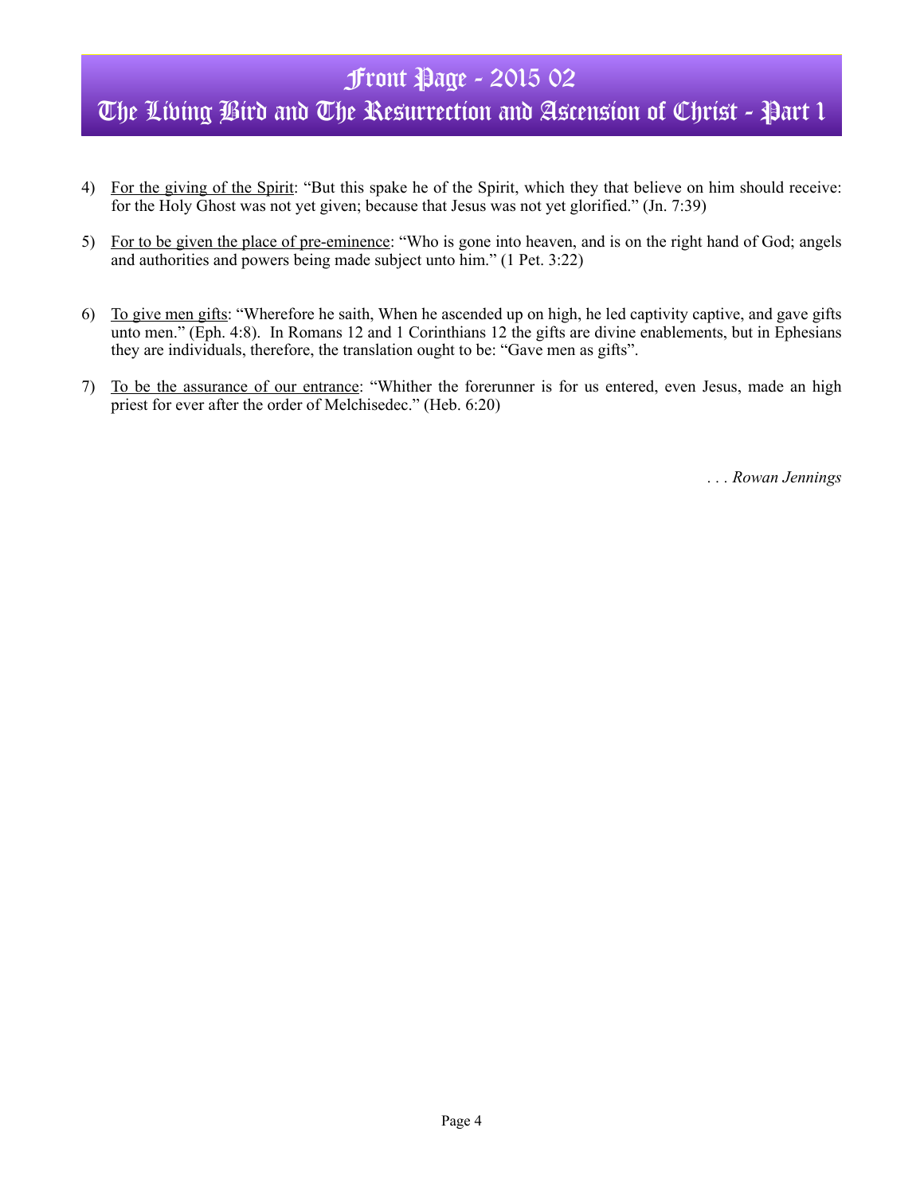4) <u>For the giving of the Spirit</u>: "But this spake he of the Spirit, which they that believe on him should receive: for the Holy Ghost was not yet given; because that Jesus was not yet glorified." (Jn. 7:39)

5) <u>For to be given the place of pre-eminence</u>: "Who is gone into heaven, and is on the right hand of God; angels and authorities and powers being made subject unto him." (1 Pet. 3:22)

6) <u>To give men gifts</u>: "Wherefore he saith, When he ascended up on high, he led captivity captive, and gave gifts unto men." (Eph. 4:8). In Romans 12 and 1 Corinthians 12 the gifts are divine enablements, but in Ephesians they are individuals, therefore, the translation ought to be: "Gave men as gifts".

7) <u>To be the assurance of our entrance</u>: "Whither the forerunner is for us entered, even Jesus, made an high priest for ever after the order of Melchisedec." (Heb. 6:20)

*. . . Rowan Jennings*